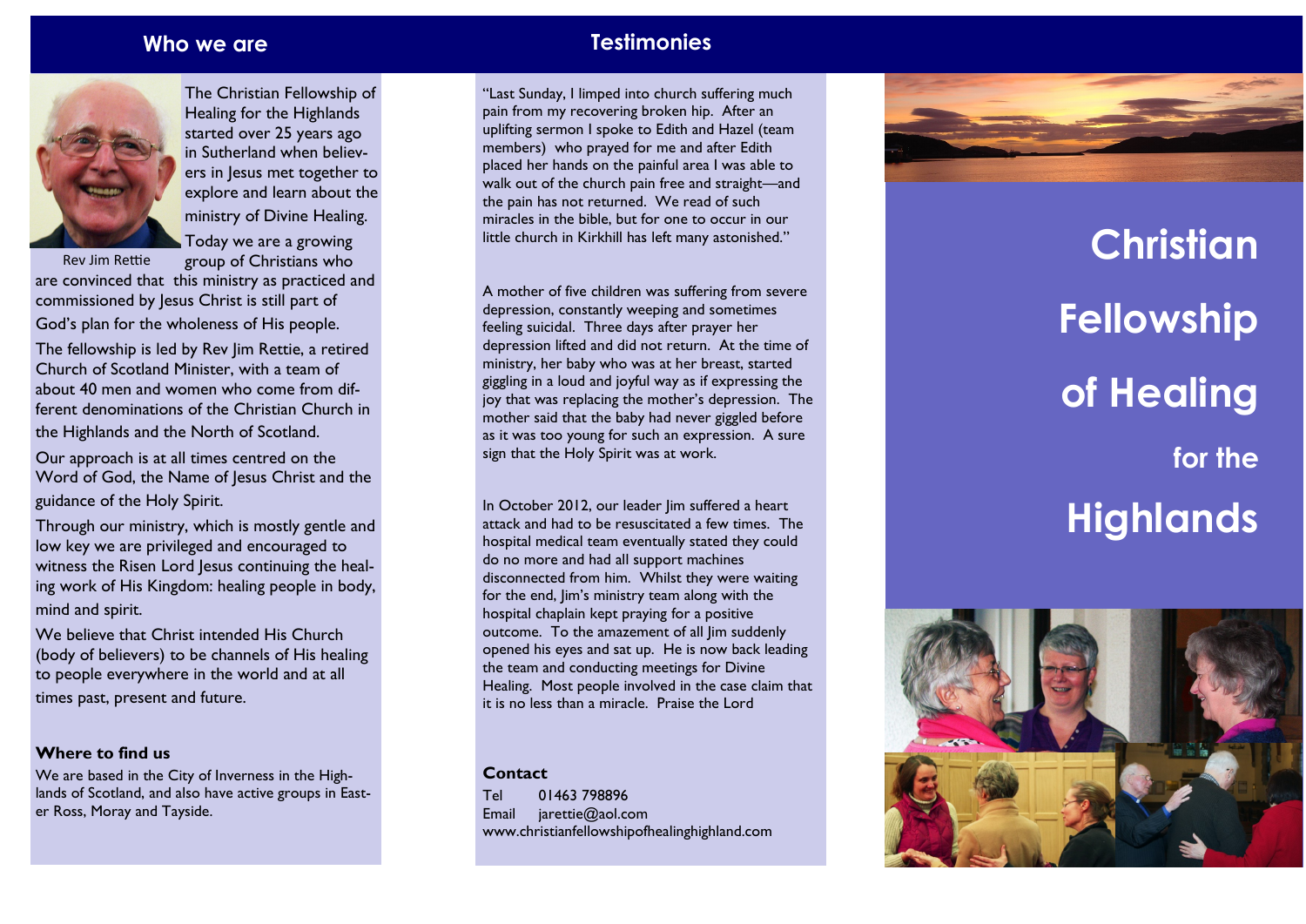## Who we are

The Christian Fellowship of Healing for the Highlands started over 25 years ago in Sutherland when believers in Jesus met together to explore and learn about the ministry of Divine Healing.

Rev Jim Rettie

Today we are a growing group of Christians who are convinced that this ministry as practiced and commissioned by Jesus Christ is still part of God's plan for the wholeness of His people.

The fellowship is led by Rev Jim Rettie, a retired Church of Scotland Minister, with a team of about 40 men and women who come from different denominations of the Christian Church in the Highlands and the North of Scotland.

Our approach is at all times centred on the Word of God, the Name of Jesus Christ and the guidance of the Holy Spirit.

Through our ministry, which is mostly gentle and low key we are privileged and encouraged to witness the Risen Lord Jesus continuing the healing work of His Kingdom: healing people in body, mind and spirit.

We believe that Christ intended His Church (body of believers) to be channels of His healing to people everywhere in the world and at all times past, present and future.

### Where to find us

We are based in the City of Inverness in the Highlands of Scotland, and also have active groups in Easter Ross, Moray and Tayside.

## Testimonies

"Last Sunday, I limped into church suffering much pain from my recovering broken hip. After an uplifting sermon I spoke to Edith and Hazel (team members) who prayed for me and after Edith placed her hands on the painful area I was able to walk out of the church pain free and straight—and the pain has not returned. We read of such miracles in the bible, but for one to occur in our little church in Kirkhill has left many astonished."

A mother of five children was suffering from severe depression, constantly weeping and sometimes feeling suicidal. Three days after prayer her depression lifted and did not return. At the time of ministry, her baby who was at her breast, started giggling in a loud and joyful way as if expressing the joy that was replacing the mother's depression. The mother said that the baby had never giggled before as it was too young for such an expression. A sure sign that the Holy Spirit was at work.

In October 2012, our leader Jim suffered a heart attack and had to be resuscitated a few times. The hospital medical team eventually stated they could do no more and had all support machines disconnected from him. Whilst they were waiting for the end, Jim's ministry team along with the hospital chaplain kept praying for a positive outcome. To the amazement of all Jim suddenly opened his eyes and sat up. He is now back leading the team and conducting meetings for Divine Healing. Most people involved in the case claim that it is no less than a miracle. Praise the Lord

### Contact

Tel 01463 798896
Email jarettie@aol.com
www.christianfellowshipofhealinghighland.com

# Christian Fellowship of Healing for the Highlands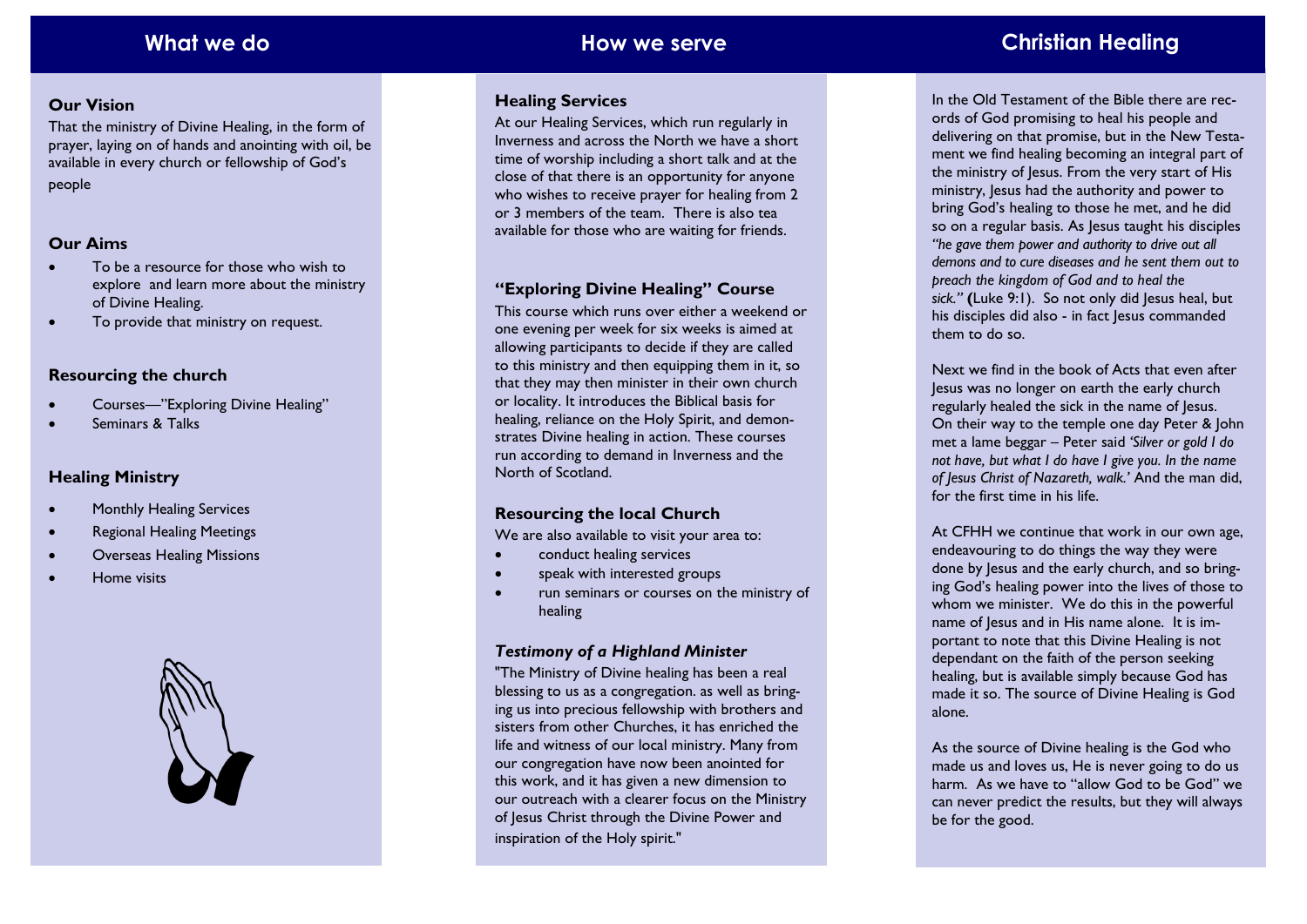## What we do

### Our Vision

That the ministry of Divine Healing, in the form of prayer, laying on of hands and anointing with oil, be available in every church or fellowship of God's people

### Our Aims

- To be a resource for those who wish to explore and learn more about the ministry of Divine Healing.
- To provide that ministry on request.

### Resourcing the church

- Courses—"Exploring Divine Healing"
- Seminars & Talks

### Healing Ministry

- Monthly Healing Services
- Regional Healing Meetings
- Overseas Healing Missions
- Home visits

## How we serve

### Healing Services

At our Healing Services, which run regularly in Inverness and across the North we have a short time of worship including a short talk and at the close of that there is an opportunity for anyone who wishes to receive prayer for healing from 2 or 3 members of the team. There is also tea available for those who are waiting for friends.

### "Exploring Divine Healing" Course

This course which runs over either a weekend or one evening per week for six weeks is aimed at allowing participants to decide if they are called to this ministry and then equipping them in it, so that they may then minister in their own church or locality. It introduces the Biblical basis for healing, reliance on the Holy Spirit, and demonstrates Divine healing in action. These courses run according to demand in Inverness and the North of Scotland.

### Resourcing the local Church

We are also available to visit your area to:

- conduct healing services
- speak with interested groups
- run seminars or courses on the ministry of healing

### *Testimony of a Highland Minister*

"The Ministry of Divine healing has been a real blessing to us as a congregation. as well as bringing us into precious fellowship with brothers and sisters from other Churches, it has enriched the life and witness of our local ministry. Many from our congregation have now been anointed for this work, and it has given a new dimension to our outreach with a clearer focus on the Ministry of Jesus Christ through the Divine Power and inspiration of the Holy spirit."

## Christian Healing

In the Old Testament of the Bible there are records of God promising to heal his people and delivering on that promise, but in the New Testament we find healing becoming an integral part of the ministry of Jesus. From the very start of His ministry, Jesus had the authority and power to bring God's healing to those he met, and he did so on a regular basis. As Jesus taught his disciples *"he gave them power and authority to drive out all demons and to cure diseases and he sent them out to preach the kingdom of God and to heal the sick."* **(**Luke 9:1). So not only did Jesus heal, but his disciples did also - in fact Jesus commanded them to do so.

Next we find in the book of Acts that even after Jesus was no longer on earth the early church regularly healed the sick in the name of Jesus. On their way to the temple one day Peter & John met a lame beggar – Peter said *'Silver or gold I do not have, but what I do have I give you. In the name of Jesus Christ of Nazareth, walk.'* And the man did, for the first time in his life.

At CFHH we continue that work in our own age, endeavouring to do things the way they were done by Jesus and the early church, and so bringing God's healing power into the lives of those to whom we minister. We do this in the powerful name of Jesus and in His name alone. It is important to note that this Divine Healing is not dependant on the faith of the person seeking healing, but is available simply because God has made it so. The source of Divine Healing is God alone.

As the source of Divine healing is the God who made us and loves us, He is never going to do us harm. As we have to "allow God to be God" we can never predict the results, but they will always be for the good.